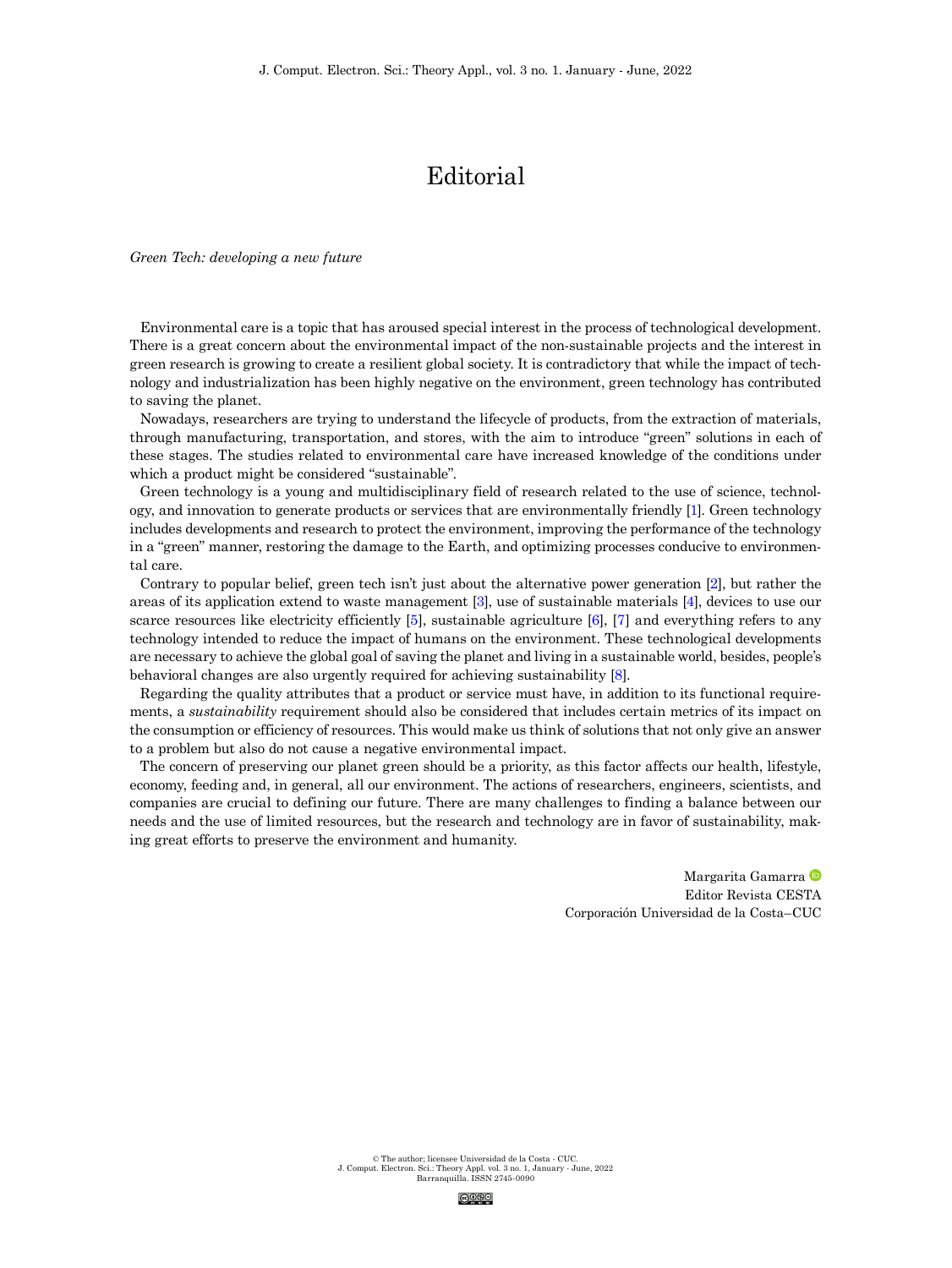# Editorial

*Green Tech: developing a new future*

Environmental care is a topic that has aroused special interest in the process of technological development. There is a great concern about the environmental impact of the non-sustainable projects and the interest in green research is growing to create a resilient global society. It is contradictory that while the impact of technology and industrialization has been highly negative on the environment, green technology has contributed to saving the planet.

Nowadays, researchers are trying to understand the lifecycle of products, from the extraction of materials, through manufacturing, transportation, and stores, with the aim to introduce "green" solutions in each of these stages. The studies related to environmental care have increased knowledge of the conditions under which a product might be considered "sustainable".

Green technology is a young and multidisciplinary field of research related to the use of science, technology, and innovation to generate products or services that are environmentally friendly [1]. Green technology includes developments and research to protect the environment, improving the performance of the technology in a "green" manner, restoring the damage to the Earth, and optimizing processes conducive to environmental care.

Contrary to popular belief, green tech isn't just about the alternative power generation [2], but rather the areas of its application extend to waste management [3], use of sustainable materials [4], devices to use our scarce resources like electricity efficiently [5], sustainable agriculture [6], [7] and everything refers to any technology intended to reduce the impact of humans on the environment. These technological developments are necessary to achieve the global goal of saving the planet and living in a sustainable world, besides, people's behavioral changes are also urgently required for achieving sustainability [8].

Regarding the quality attributes that a product or service must have, in addition to its functional requirements, a *sustainability* requirement should also be considered that includes certain metrics of its impact on the consumption or efficiency of resources. This would make us think of solutions that not only give an answer to a problem but also do not cause a negative environmental impact.

The concern of preserving our planet green should be a priority, as this factor affects our health, lifestyle, economy, feeding and, in general, all our environment. The actions of researchers, engineers, scientists, and companies are crucial to defining our future. There are many challenges to finding a balance between our needs and the use of limited resources, but the research and technology are in favor of sustainability, making great efforts to preserve the environment and humanity.

Margarita Gamarra
Editor Revista CESTA
Corporación Universidad de la Costa–CUC

© The author; licensee Universidad de la Costa - CUC.
J. Comput. Electron. Sci.: Theory Appl. vol. 3 no. 1, January - June, 2022
Barranquilla. ISSN 2745-0090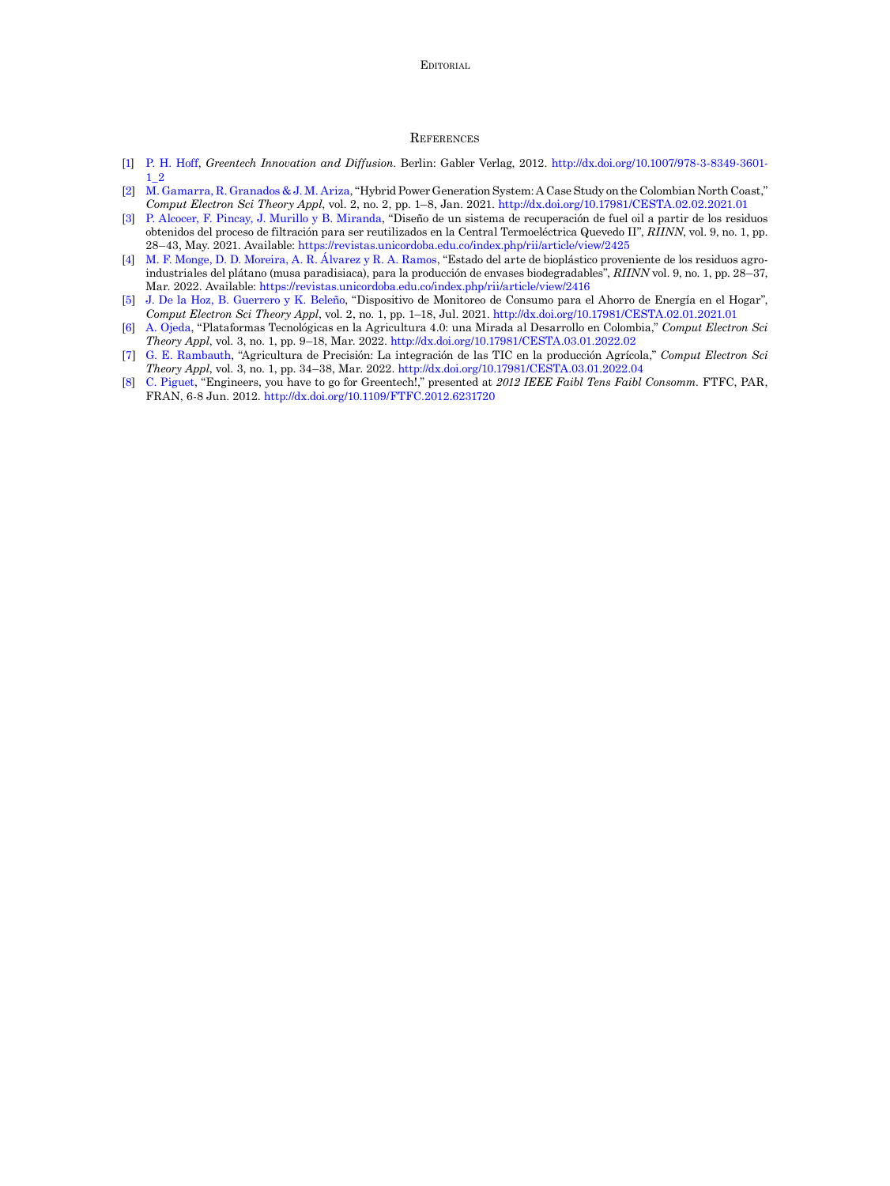# References

[1] P. H. Hoff, *Greentech Innovation and Diffusion.* Berlin: Gabler Verlag, 2012. http://dx.doi.org/10.1007/978-3-8349-3601-1_2

[2] M. Gamarra, R. Granados & J. M. Ariza, "Hybrid Power Generation System: A Case Study on the Colombian North Coast," *Comput Electron Sci Theory Appl*, vol. 2, no. 2, pp. 1–8, Jan. 2021. http://dx.doi.org/10.17981/CESTA.02.02.2021.01

[3] P. Alcocer, F. Pincay, J. Murillo y B. Miranda, "Diseño de un sistema de recuperación de fuel oil a partir de los residuos obtenidos del proceso de filtración para ser reutilizados en la Central Termoeléctrica Quevedo II", *RIINN*, vol. 9, no. 1, pp. 28–43, May. 2021. Available: https://revistas.unicordoba.edu.co/index.php/rii/article/view/2425

[4] M. F. Monge, D. D. Moreira, A. R. Álvarez y R. A. Ramos, "Estado del arte de bioplástico proveniente de los residuos agro-industriales del plátano (musa paradisiaca), para la producción de envases biodegradables", *RIINN* vol. 9, no. 1, pp. 28–37, Mar. 2022. Available: https://revistas.unicordoba.edu.co/index.php/rii/article/view/2416

[5] J. De la Hoz, B. Guerrero y K. Beleño, "Dispositivo de Monitoreo de Consumo para el Ahorro de Energía en el Hogar", *Comput Electron Sci Theory Appl*, vol. 2, no. 1, pp. 1–18, Jul. 2021. http://dx.doi.org/10.17981/CESTA.02.01.2021.01

[6] A. Ojeda, "Plataformas Tecnológicas en la Agricultura 4.0: una Mirada al Desarrollo en Colombia," *Comput Electron Sci Theory Appl*, vol. 3, no. 1, pp. 9–18, Mar. 2022. http://dx.doi.org/10.17981/CESTA.03.01.2022.02

[7] G. E. Rambauth, "Agricultura de Precisión: La integración de las TIC en la producción Agrícola," *Comput Electron Sci Theory Appl*, vol. 3, no. 1, pp. 34–38, Mar. 2022. http://dx.doi.org/10.17981/CESTA.03.01.2022.04

[8] C. Piguet, "Engineers, you have to go for Greentech!," presented at *2012 IEEE Faibl Tens Faibl Consomm*. FTFC, PAR, FRAN, 6-8 Jun. 2012. http://dx.doi.org/10.1109/FTFC.2012.6231720